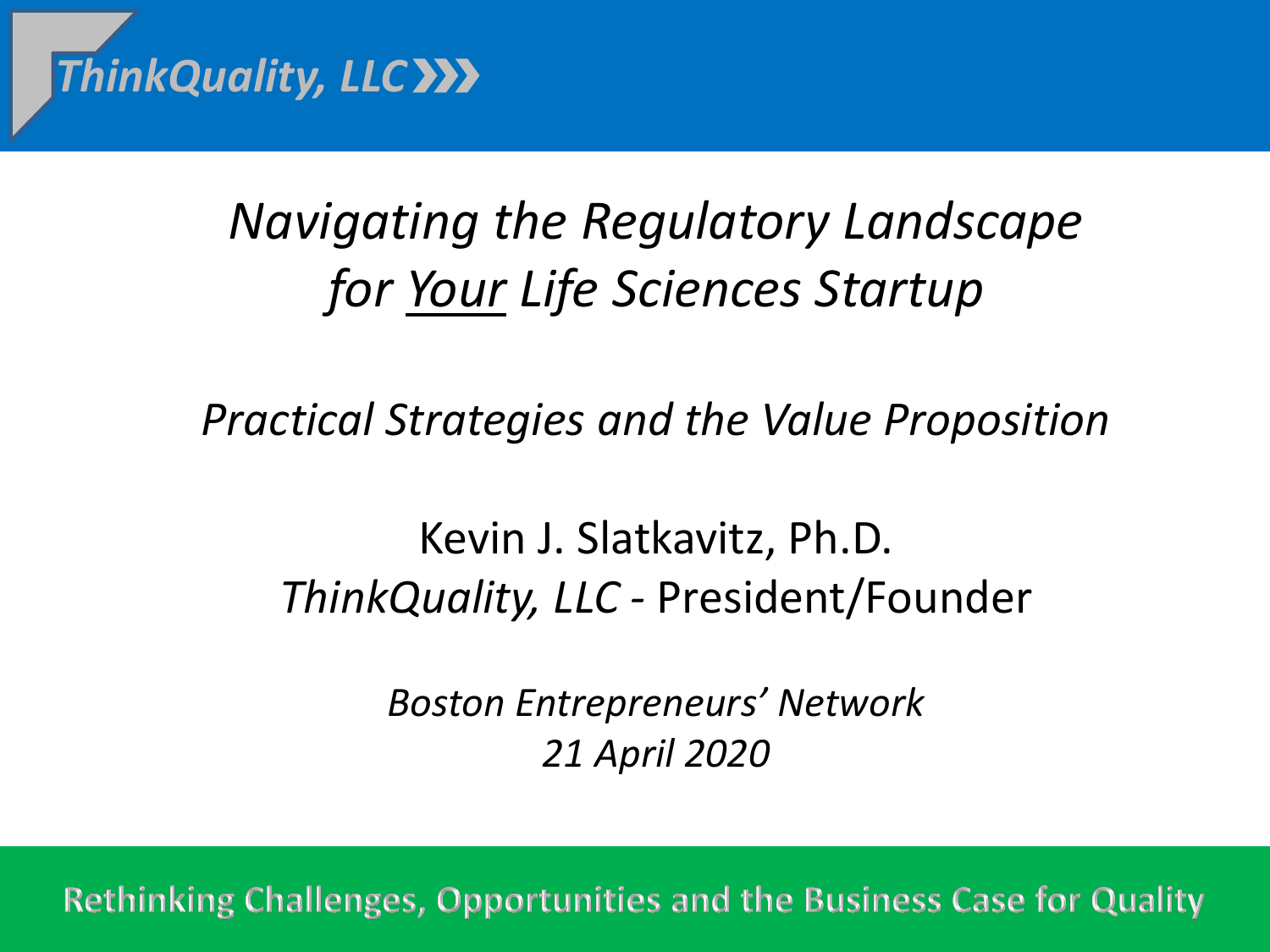ThinkQuality, LLC

# *Navigating the Regulatory Landscape for Your Life Sciences Startup*

## *Practical Strategies and the Value Proposition*

Kevin J. Slatkavitz, Ph.D.

*ThinkQuality, LLC* - President/Founder

*Boston Entrepreneurs' Network*

*21 April 2020*

Rethinking Challenges, Opportunities and the Business Case for Quality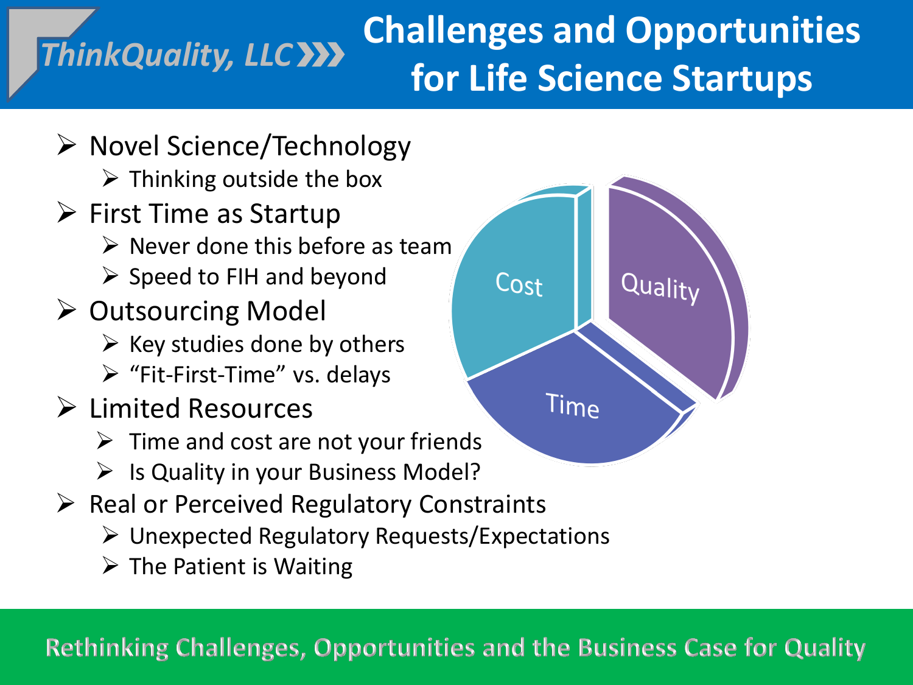ThinkQuality, LLC

# Challenges and Opportunities for Life Science Startups

- Novel Science/Technology
  - Thinking outside the box
- First Time as Startup
  - Never done this before as team
  - Speed to FIH and beyond
- Outsourcing Model
  - Key studies done by others
  - “Fit-First-Time” vs. delays
- Limited Resources
  - Time and cost are not your friends
  - Is Quality in your Business Model?
- Real or Perceived Regulatory Constraints
  - Unexpected Regulatory Requests/Expectations
  - The Patient is Waiting

Cost

Quality

Time

Rethinking Challenges, Opportunities and the Business Case for Quality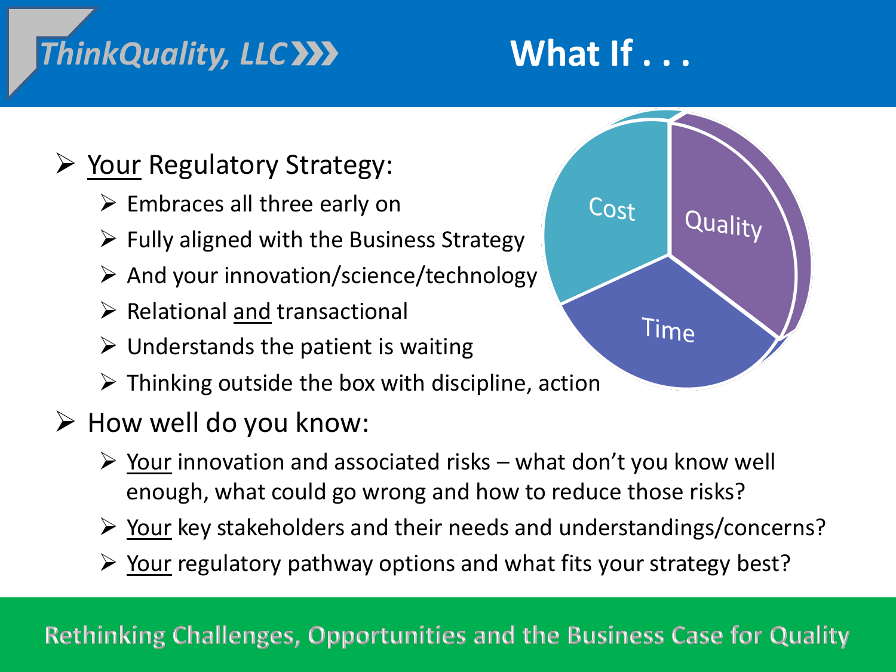ThinkQuality, LLC

# What If . . .

- Your Regulatory Strategy:
  - Embraces all three early on
  - Fully aligned with the Business Strategy
  - And your innovation/science/technology
  - Relational and transactional
  - Understands the patient is waiting
  - Thinking outside the box with discipline, action

Cost

Quality

Time

- How well do you know:
  - Your innovation and associated risks – what don't you know well enough, what could go wrong and how to reduce those risks?
  - Your key stakeholders and their needs and understandings/concerns?
  - Your regulatory pathway options and what fits your strategy best?

Rethinking Challenges, Opportunities and the Business Case for Quality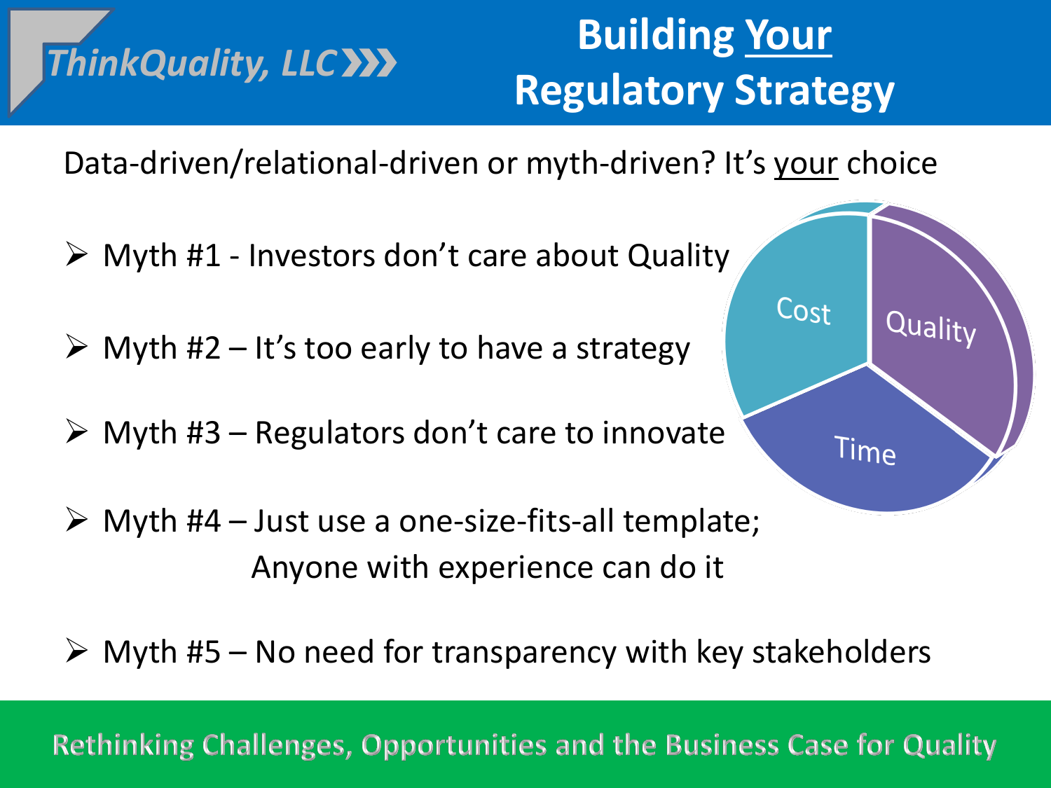ThinkQuality, LLC

# Building Your Regulatory Strategy

Data-driven/relational-driven or myth-driven? It's your choice

- Myth #1 - Investors don't care about Quality
- Myth #2 – It's too early to have a strategy
- Myth #3 – Regulators don't care to innovate
- Myth #4 – Just use a one-size-fits-all template; Anyone with experience can do it
- Myth #5 – No need for transparency with key stakeholders

Cost

Quality

Time

Rethinking Challenges, Opportunities and the Business Case for Quality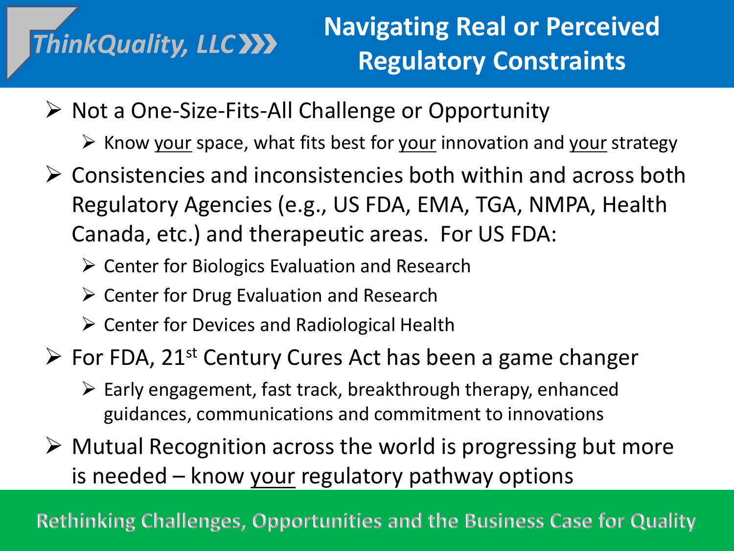# Navigating Real or Perceived Regulatory Constraints

- Not a One-Size-Fits-All Challenge or Opportunity
  - Know your space, what fits best for your innovation and your strategy
- Consistencies and inconsistencies both within and across both Regulatory Agencies (e.g., US FDA, EMA, TGA, NMPA, Health Canada, etc.) and therapeutic areas. For US FDA:
  - Center for Biologics Evaluation and Research
  - Center for Drug Evaluation and Research
  - Center for Devices and Radiological Health
- For FDA, 21st Century Cures Act has been a game changer
  - Early engagement, fast track, breakthrough therapy, enhanced guidances, communications and commitment to innovations
- Mutual Recognition across the world is progressing but more is needed – know your regulatory pathway options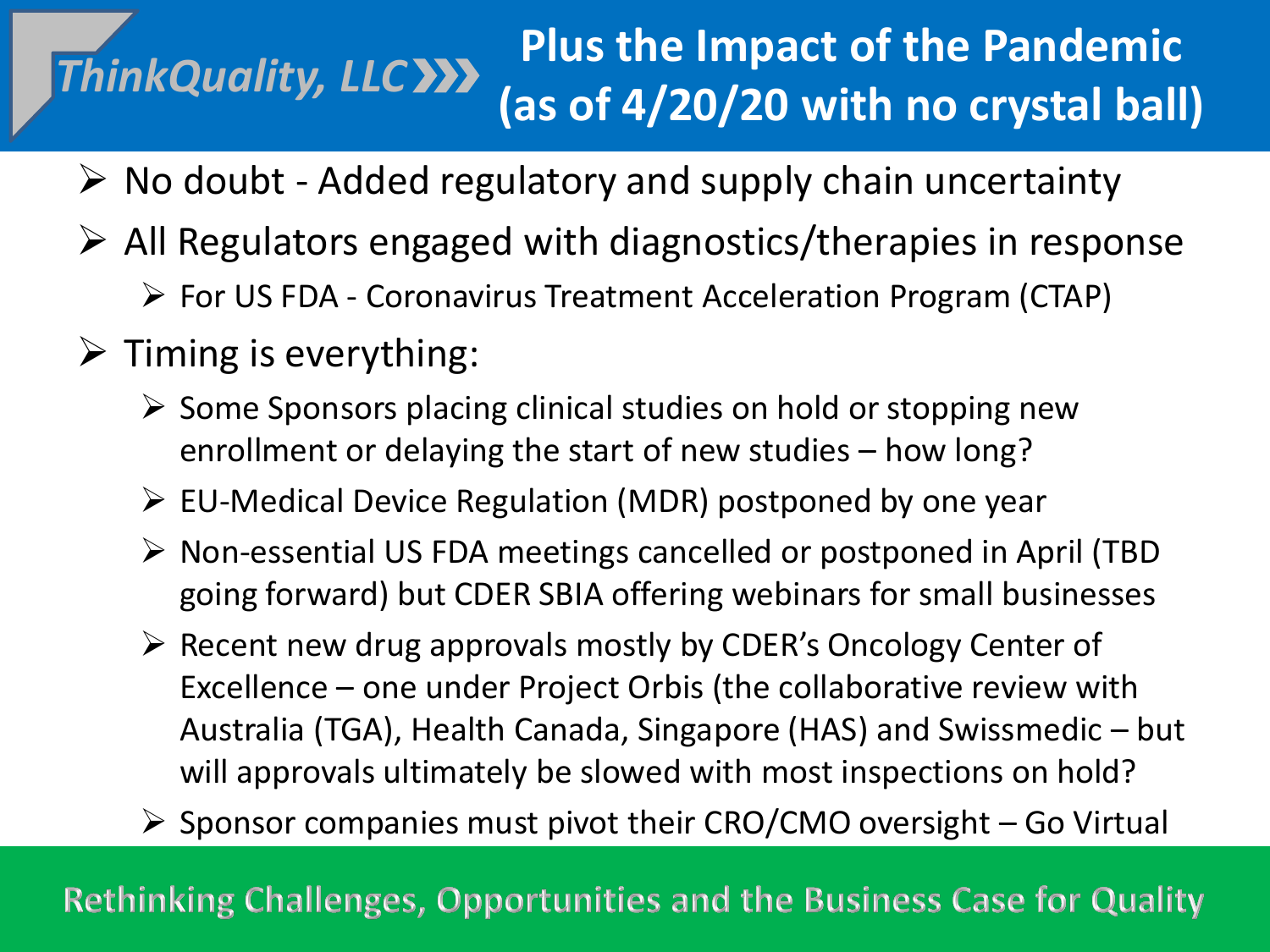# Plus the Impact of the Pandemic (as of 4/20/20 with no crystal ball)

- No doubt - Added regulatory and supply chain uncertainty
- All Regulators engaged with diagnostics/therapies in response
  - For US FDA - Coronavirus Treatment Acceleration Program (CTAP)
- Timing is everything:
  - Some Sponsors placing clinical studies on hold or stopping new enrollment or delaying the start of new studies – how long?
  - EU-Medical Device Regulation (MDR) postponed by one year
  - Non-essential US FDA meetings cancelled or postponed in April (TBD going forward) but CDER SBIA offering webinars for small businesses
  - Recent new drug approvals mostly by CDER's Oncology Center of Excellence – one under Project Orbis (the collaborative review with Australia (TGA), Health Canada, Singapore (HAS) and Swissmedic – but will approvals ultimately be slowed with most inspections on hold?
  - Sponsor companies must pivot their CRO/CMO oversight – Go Virtual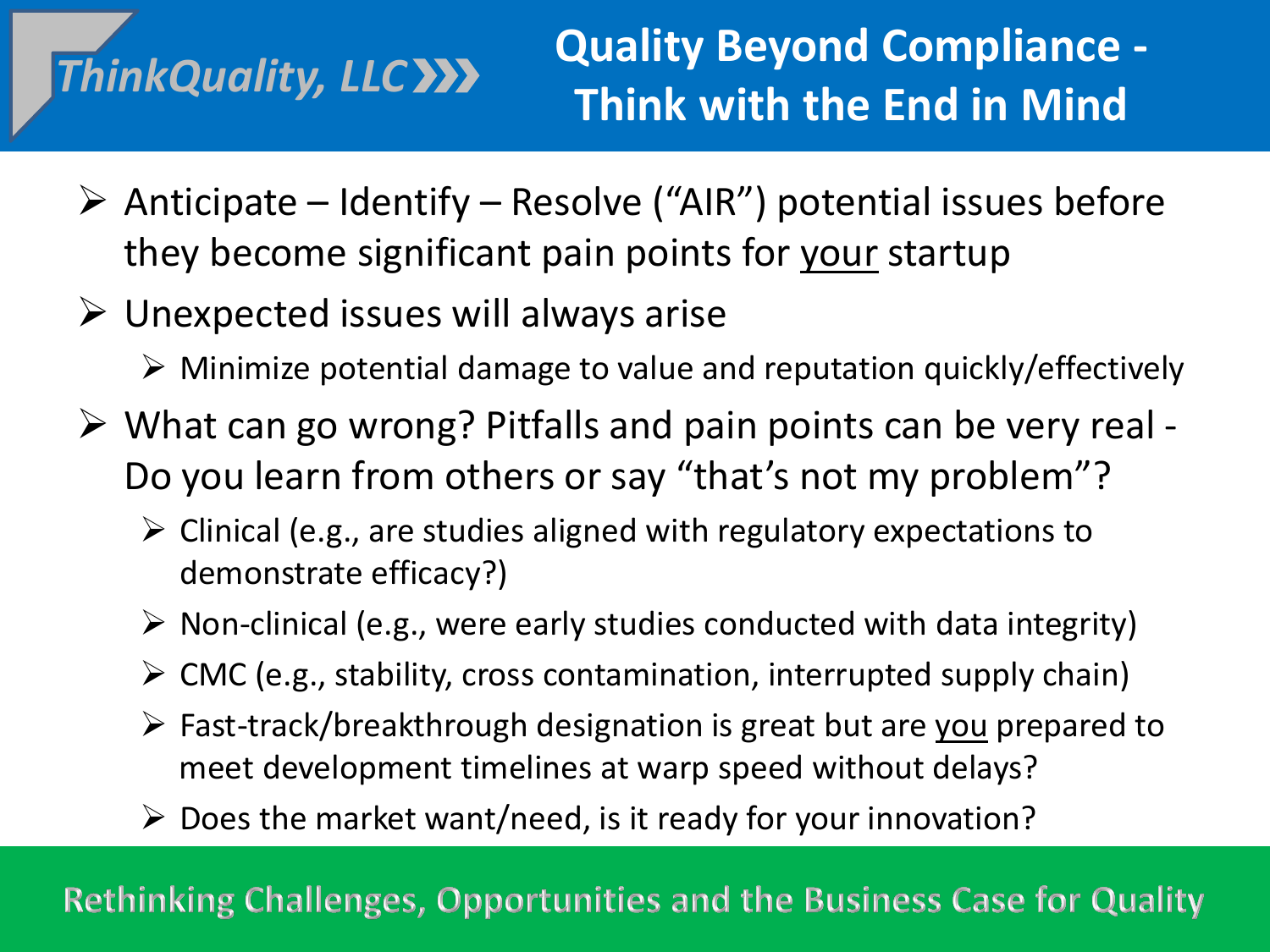# Quality Beyond Compliance - Think with the End in Mind

ThinkQuality, LLC

- Anticipate – Identify – Resolve (“AIR”) potential issues before they become significant pain points for your startup
- Unexpected issues will always arise
  - Minimize potential damage to value and reputation quickly/effectively
- What can go wrong? Pitfalls and pain points can be very real - Do you learn from others or say “that’s not my problem”?
  - Clinical (e.g., are studies aligned with regulatory expectations to demonstrate efficacy?)
  - Non-clinical (e.g., were early studies conducted with data integrity)
  - CMC (e.g., stability, cross contamination, interrupted supply chain)
  - Fast-track/breakthrough designation is great but are you prepared to meet development timelines at warp speed without delays?
  - Does the market want/need, is it ready for your innovation?

Rethinking Challenges, Opportunities and the Business Case for Quality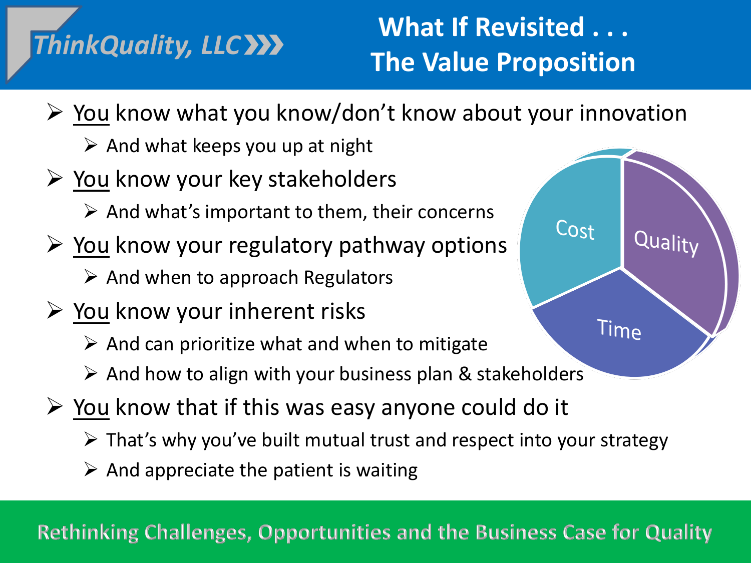# What If Revisited . . . The Value Proposition

- You know what you know/don't know about your innovation
  - And what keeps you up at night
- You know your key stakeholders
  - And what's important to them, their concerns
- You know your regulatory pathway options
  - And when to approach Regulators
- You know your inherent risks
  - And can prioritize what and when to mitigate
  - And how to align with your business plan & stakeholders
- You know that if this was easy anyone could do it
  - That's why you've built mutual trust and respect into your strategy
  - And appreciate the patient is waiting

Cost

Quality

Time

Rethinking Challenges, Opportunities and the Business Case for Quality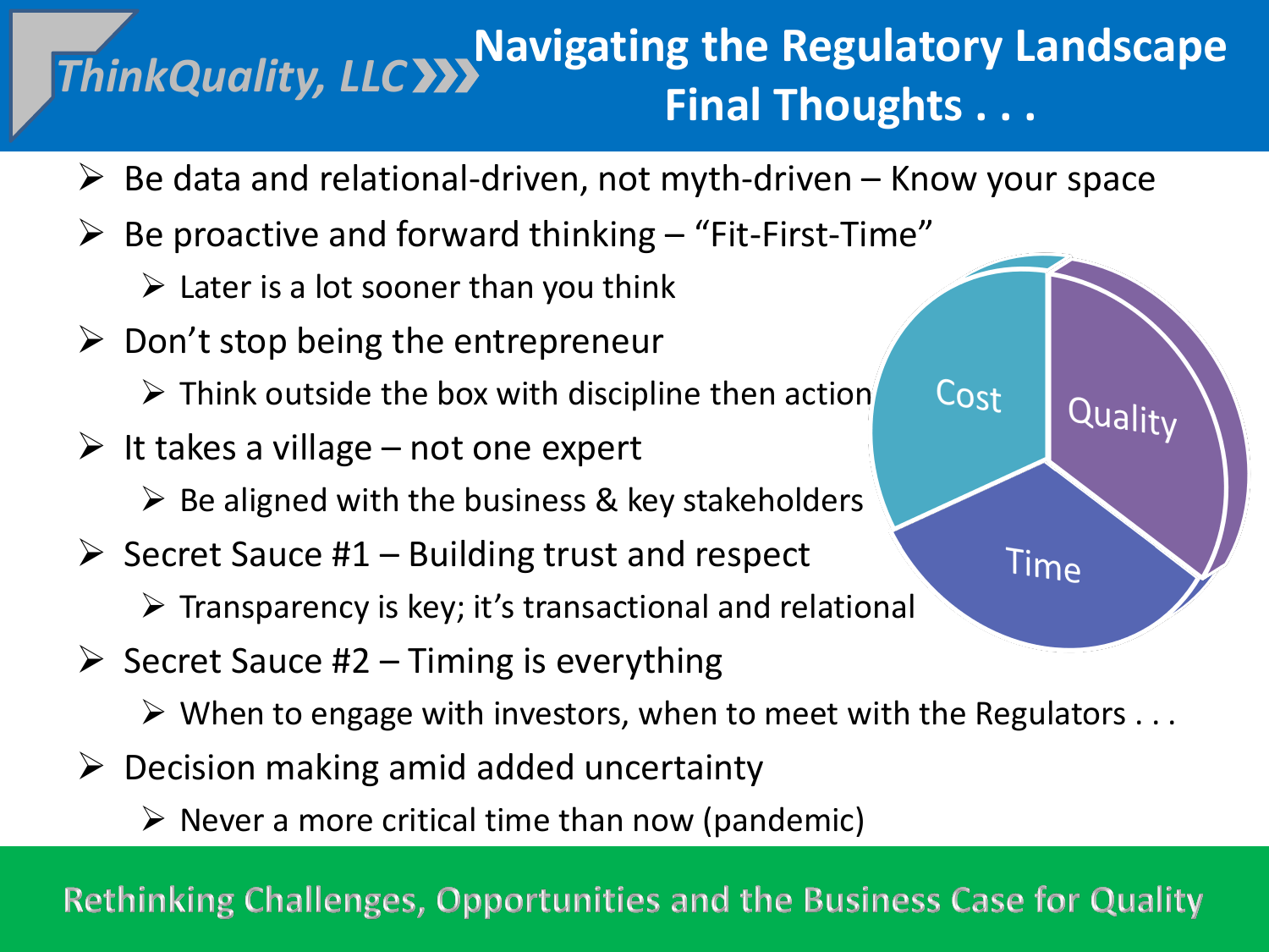# Navigating the Regulatory Landscape Final Thoughts . . .

- Be data and relational-driven, not myth-driven – Know your space
- Be proactive and forward thinking – "Fit-First-Time"
  - Later is a lot sooner than you think
- Don't stop being the entrepreneur
  - Think outside the box with discipline then action
- It takes a village – not one expert
  - Be aligned with the business & key stakeholders
- Secret Sauce #1 – Building trust and respect
  - Transparency is key; it's transactional and relational
- Secret Sauce #2 – Timing is everything
  - When to engage with investors, when to meet with the Regulators . . .
- Decision making amid added uncertainty
  - Never a more critical time than now (pandemic)

Cost
Quality
Time

Rethinking Challenges, Opportunities and the Business Case for Quality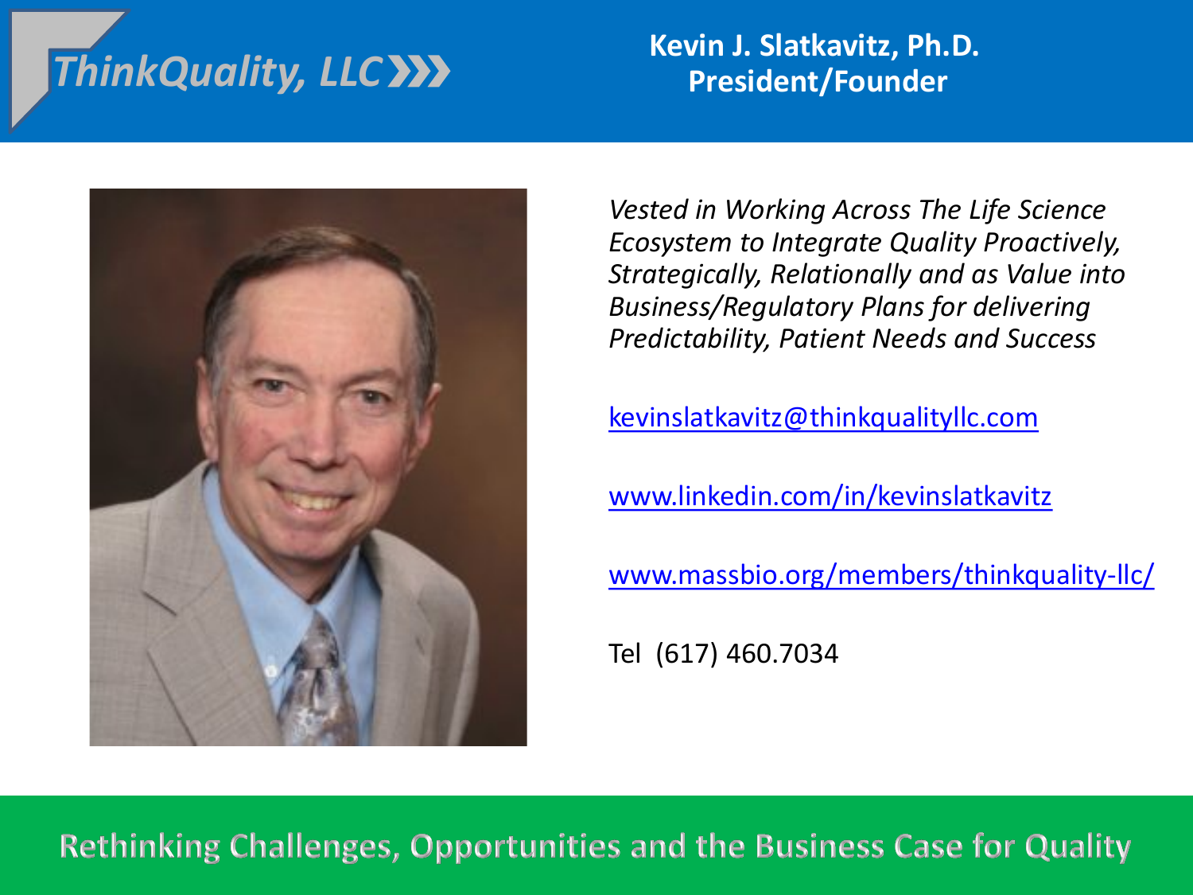ThinkQuality, LLC

**Kevin J. Slatkavitz, Ph.D.**
**President/Founder**

*Vested in Working Across The Life Science Ecosystem to Integrate Quality Proactively, Strategically, Relationally and as Value into Business/Regulatory Plans for delivering Predictability, Patient Needs and Success*

kevinslatkavitz@thinkqualityllc.com

www.linkedin.com/in/kevinslatkavitz

www.massbio.org/members/thinkquality-llc/

Tel (617) 460.7034

Rethinking Challenges, Opportunities and the Business Case for Quality